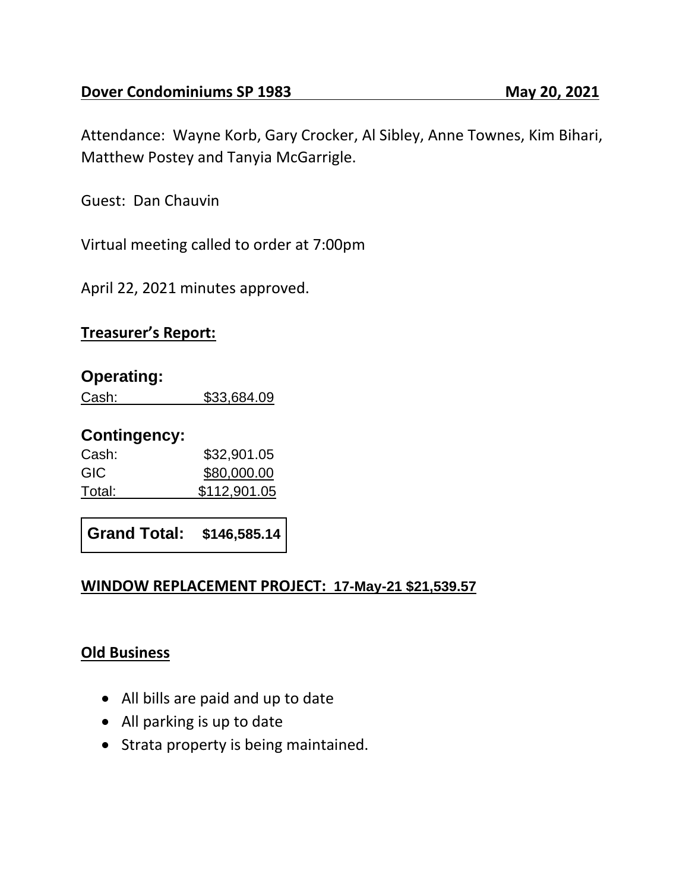**Dover Condominiums SP 1983 May 20, 2021**

Attendance: Wayne Korb, Gary Crocker, Al Sibley, Anne Townes, Kim Bihari, Matthew Postey and Tanyia McGarrigle.

Guest: Dan Chauvin

Virtual meeting called to order at 7:00pm

April 22, 2021 minutes approved.

**Treasurer's Report:**

### Operating:

| Cash: | $33,684.09 |
|---|---|

### Contingency:

| Cash: | $32,901.05 |
|---|---|
| GIC | $80,000.00 |
| Total: | $112,901.05 |

**Grand Total: $146,585.14**

**WINDOW REPLACEMENT PROJECT: 17-May-21 $21,539.57**

**Old Business**

- All bills are paid and up to date
- All parking is up to date
- Strata property is being maintained.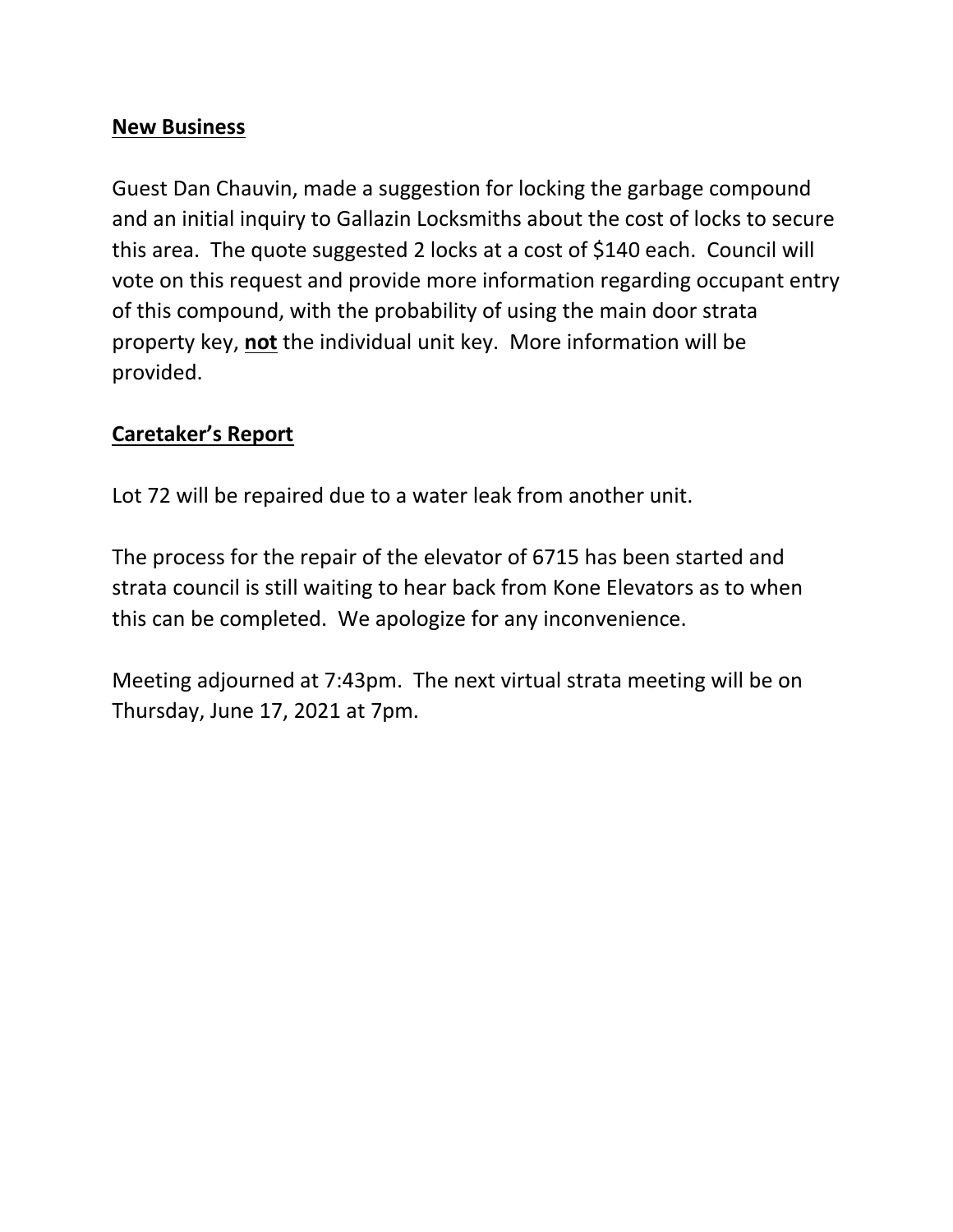**New Business**

Guest Dan Chauvin, made a suggestion for locking the garbage compound and an initial inquiry to Gallazin Locksmiths about the cost of locks to secure this area. The quote suggested 2 locks at a cost of $140 each. Council will vote on this request and provide more information regarding occupant entry of this compound, with the probability of using the main door strata property key, **not** the individual unit key. More information will be provided.

**Caretaker's Report**

Lot 72 will be repaired due to a water leak from another unit.

The process for the repair of the elevator of 6715 has been started and strata council is still waiting to hear back from Kone Elevators as to when this can be completed. We apologize for any inconvenience.

Meeting adjourned at 7:43pm. The next virtual strata meeting will be on Thursday, June 17, 2021 at 7pm.